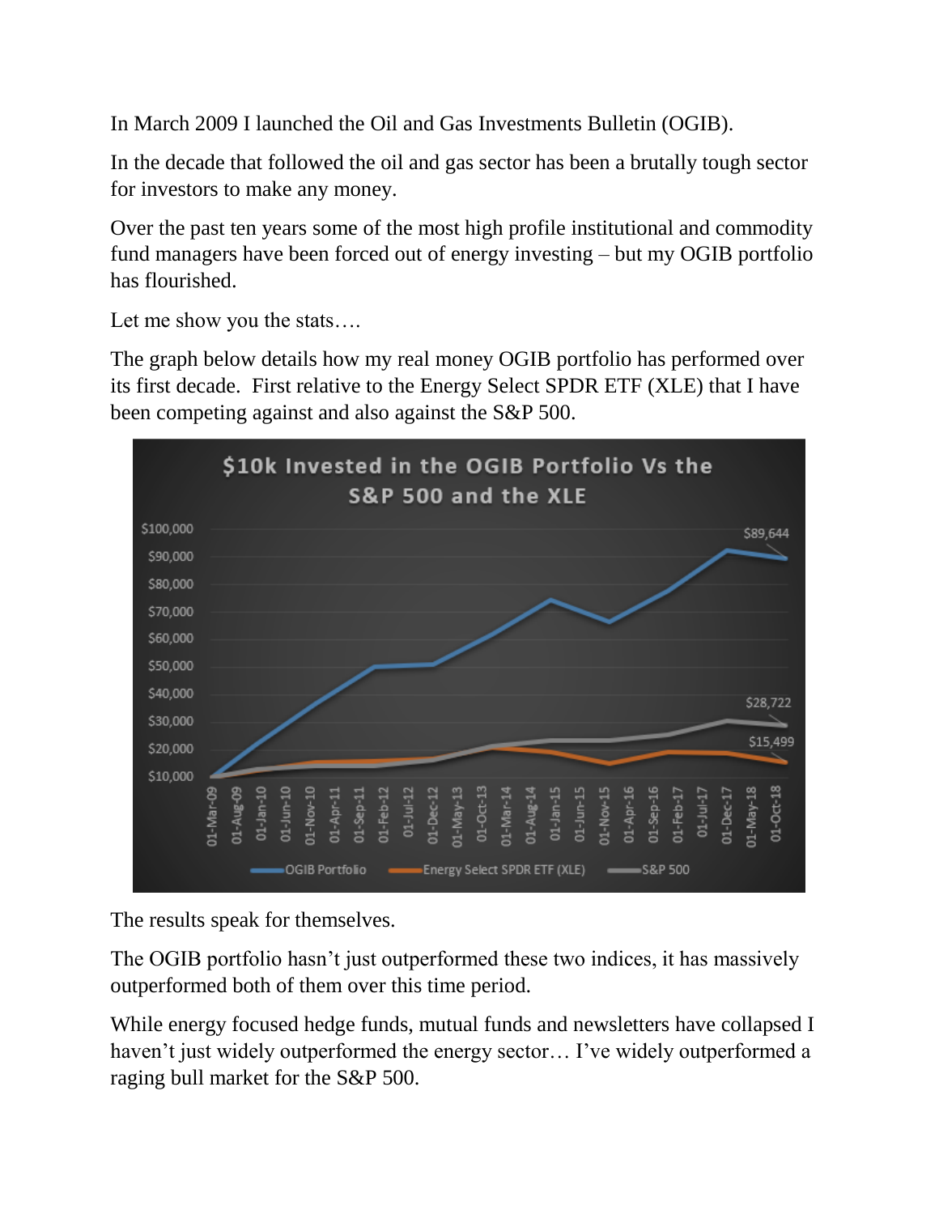In March 2009 I launched the Oil and Gas Investments Bulletin (OGIB).

In the decade that followed the oil and gas sector has been a brutally tough sector for investors to make any money.

Over the past ten years some of the most high profile institutional and commodity fund managers have been forced out of energy investing – but my OGIB portfolio has flourished.

Let me show you the stats….

The graph below details how my real money OGIB portfolio has performed over its first decade. First relative to the Energy Select SPDR ETF (XLE) that I have been competing against and also against the S&P 500.

The results speak for themselves.

The OGIB portfolio hasn't just outperformed these two indices, it has massively outperformed both of them over this time period.

While energy focused hedge funds, mutual funds and newsletters have collapsed I haven't just widely outperformed the energy sector… I've widely outperformed a raging bull market for the S&P 500.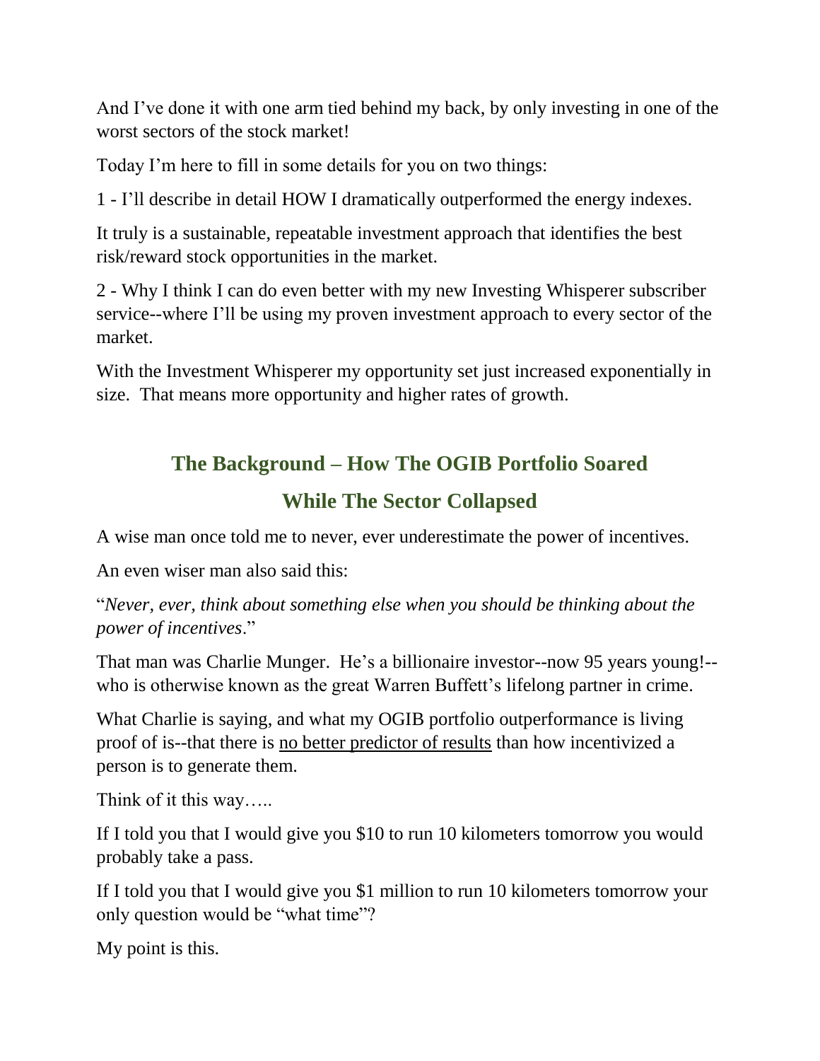And I've done it with one arm tied behind my back, by only investing in one of the worst sectors of the stock market!

Today I'm here to fill in some details for you on two things:

1 - I'll describe in detail HOW I dramatically outperformed the energy indexes.

It truly is a sustainable, repeatable investment approach that identifies the best risk/reward stock opportunities in the market.

2 - Why I think I can do even better with my new Investing Whisperer subscriber service--where I'll be using my proven investment approach to every sector of the market.

With the Investment Whisperer my opportunity set just increased exponentially in size. That means more opportunity and higher rates of growth.

## The Background – How The OGIB Portfolio Soared While The Sector Collapsed

A wise man once told me to never, ever underestimate the power of incentives.

An even wiser man also said this:

"*Never, ever, think about something else when you should be thinking about the power of incentives*."

That man was Charlie Munger. He's a billionaire investor--now 95 years young!--who is otherwise known as the great Warren Buffett's lifelong partner in crime.

What Charlie is saying, and what my OGIB portfolio outperformance is living proof of is--that there is <u>no better predictor of results</u> than how incentivized a person is to generate them.

Think of it this way…..

If I told you that I would give you $10 to run 10 kilometers tomorrow you would probably take a pass.

If I told you that I would give you $1 million to run 10 kilometers tomorrow your only question would be "what time"?

My point is this.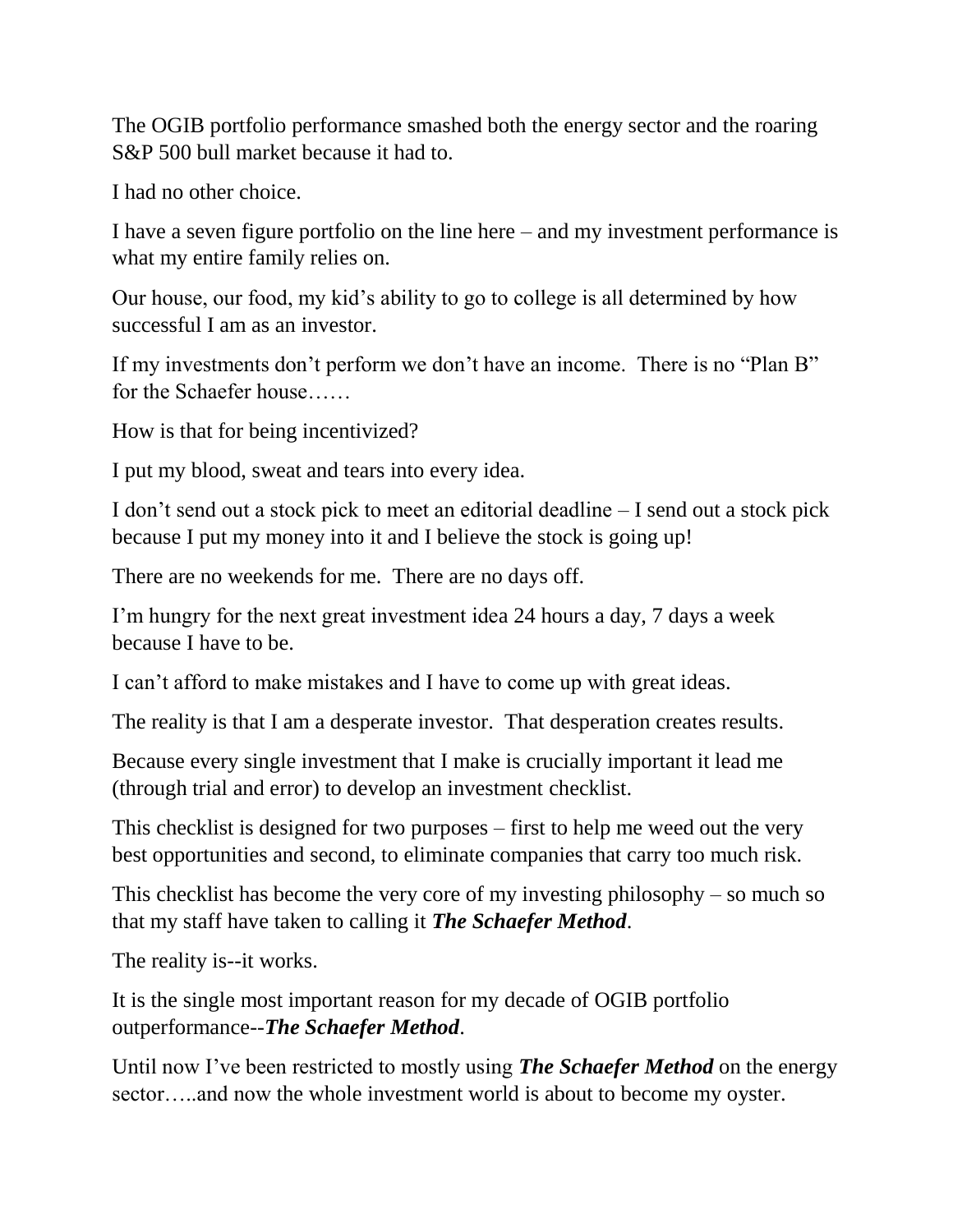The OGIB portfolio performance smashed both the energy sector and the roaring S&P 500 bull market because it had to.

I had no other choice.

I have a seven figure portfolio on the line here – and my investment performance is what my entire family relies on.

Our house, our food, my kid's ability to go to college is all determined by how successful I am as an investor.

If my investments don't perform we don't have an income. There is no "Plan B" for the Schaefer house……

How is that for being incentivized?

I put my blood, sweat and tears into every idea.

I don't send out a stock pick to meet an editorial deadline – I send out a stock pick because I put my money into it and I believe the stock is going up!

There are no weekends for me. There are no days off.

I'm hungry for the next great investment idea 24 hours a day, 7 days a week because I have to be.

I can't afford to make mistakes and I have to come up with great ideas.

The reality is that I am a desperate investor. That desperation creates results.

Because every single investment that I make is crucially important it lead me (through trial and error) to develop an investment checklist.

This checklist is designed for two purposes – first to help me weed out the very best opportunities and second, to eliminate companies that carry too much risk.

This checklist has become the very core of my investing philosophy – so much so that my staff have taken to calling it ***The Schaefer Method***.

The reality is--it works.

It is the single most important reason for my decade of OGIB portfolio outperformance--***The Schaefer Method***.

Until now I've been restricted to mostly using ***The Schaefer Method*** on the energy sector…..and now the whole investment world is about to become my oyster.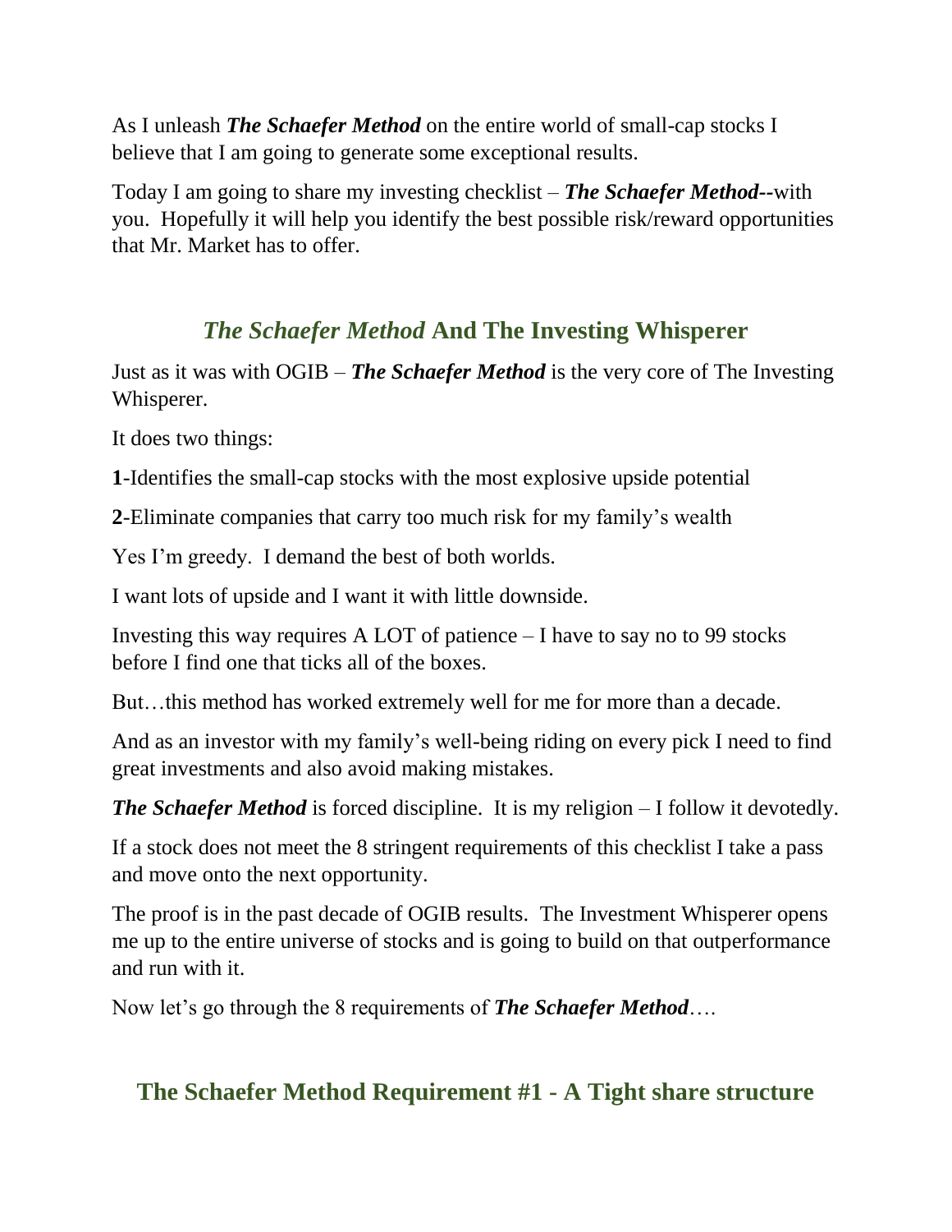As I unleash ***The Schaefer Method*** on the entire world of small-cap stocks I believe that I am going to generate some exceptional results.

Today I am going to share my investing checklist – ***The Schaefer Method--***with you. Hopefully it will help you identify the best possible risk/reward opportunities that Mr. Market has to offer.

## *The Schaefer Method* And The Investing Whisperer

Just as it was with OGIB – ***The Schaefer Method*** is the very core of The Investing Whisperer.

It does two things:

**1**-Identifies the small-cap stocks with the most explosive upside potential

**2**-Eliminate companies that carry too much risk for my family's wealth

Yes I'm greedy. I demand the best of both worlds.

I want lots of upside and I want it with little downside.

Investing this way requires A LOT of patience – I have to say no to 99 stocks before I find one that ticks all of the boxes.

But…this method has worked extremely well for me for more than a decade.

And as an investor with my family's well-being riding on every pick I need to find great investments and also avoid making mistakes.

***The Schaefer Method*** is forced discipline. It is my religion – I follow it devotedly.

If a stock does not meet the 8 stringent requirements of this checklist I take a pass and move onto the next opportunity.

The proof is in the past decade of OGIB results. The Investment Whisperer opens me up to the entire universe of stocks and is going to build on that outperformance and run with it.

Now let's go through the 8 requirements of ***The Schaefer Method***….

## The Schaefer Method Requirement #1 - A Tight share structure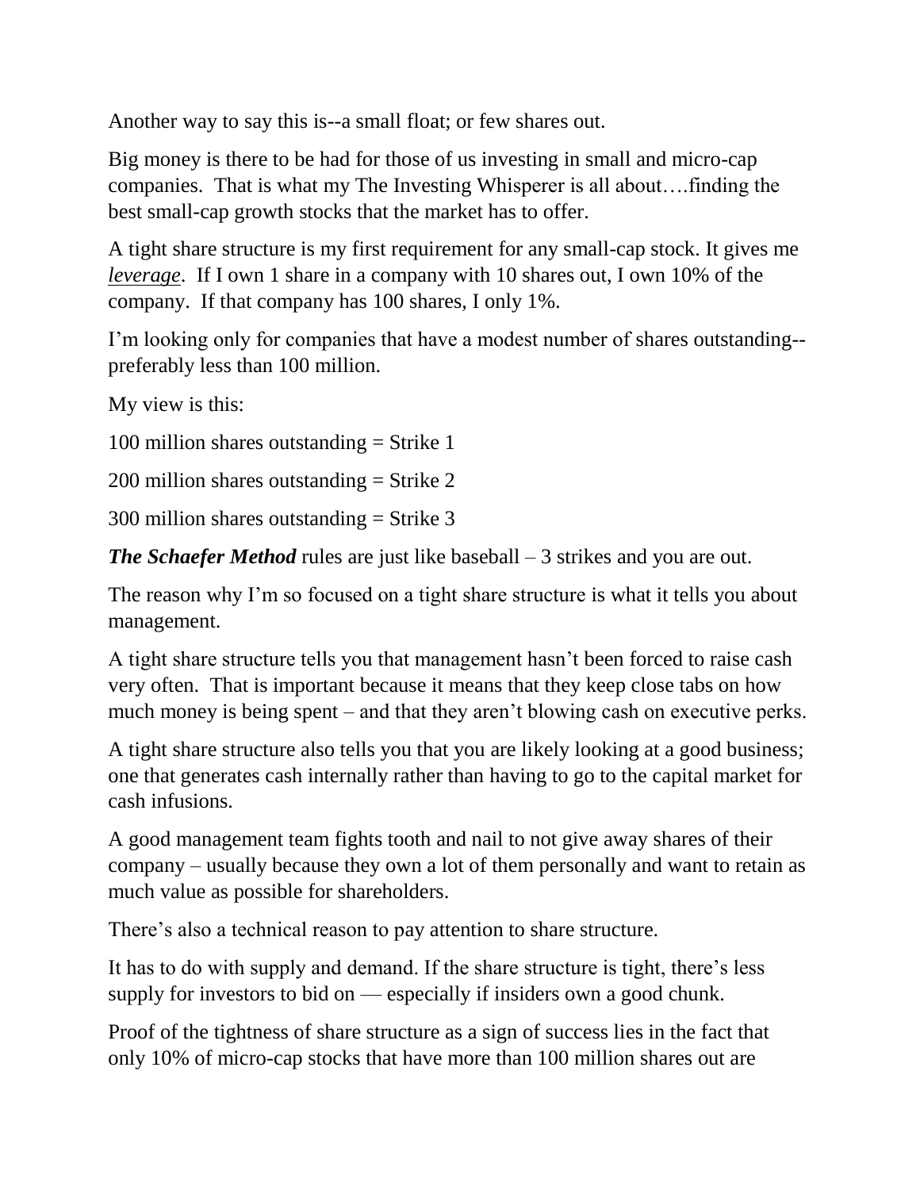Another way to say this is--a small float; or few shares out.

Big money is there to be had for those of us investing in small and micro-cap companies. That is what my The Investing Whisperer is all about….finding the best small-cap growth stocks that the market has to offer.

A tight share structure is my first requirement for any small-cap stock. It gives me ***leverage***. If I own 1 share in a company with 10 shares out, I own 10% of the company. If that company has 100 shares, I only 1%.

I'm looking only for companies that have a modest number of shares outstanding--preferably less than 100 million.

My view is this:

100 million shares outstanding = Strike 1

200 million shares outstanding = Strike 2

300 million shares outstanding = Strike 3

***The Schaefer Method*** rules are just like baseball – 3 strikes and you are out.

The reason why I'm so focused on a tight share structure is what it tells you about management.

A tight share structure tells you that management hasn't been forced to raise cash very often. That is important because it means that they keep close tabs on how much money is being spent – and that they aren't blowing cash on executive perks.

A tight share structure also tells you that you are likely looking at a good business; one that generates cash internally rather than having to go to the capital market for cash infusions.

A good management team fights tooth and nail to not give away shares of their company – usually because they own a lot of them personally and want to retain as much value as possible for shareholders.

There's also a technical reason to pay attention to share structure.

It has to do with supply and demand. If the share structure is tight, there's less supply for investors to bid on — especially if insiders own a good chunk.

Proof of the tightness of share structure as a sign of success lies in the fact that only 10% of micro-cap stocks that have more than 100 million shares out are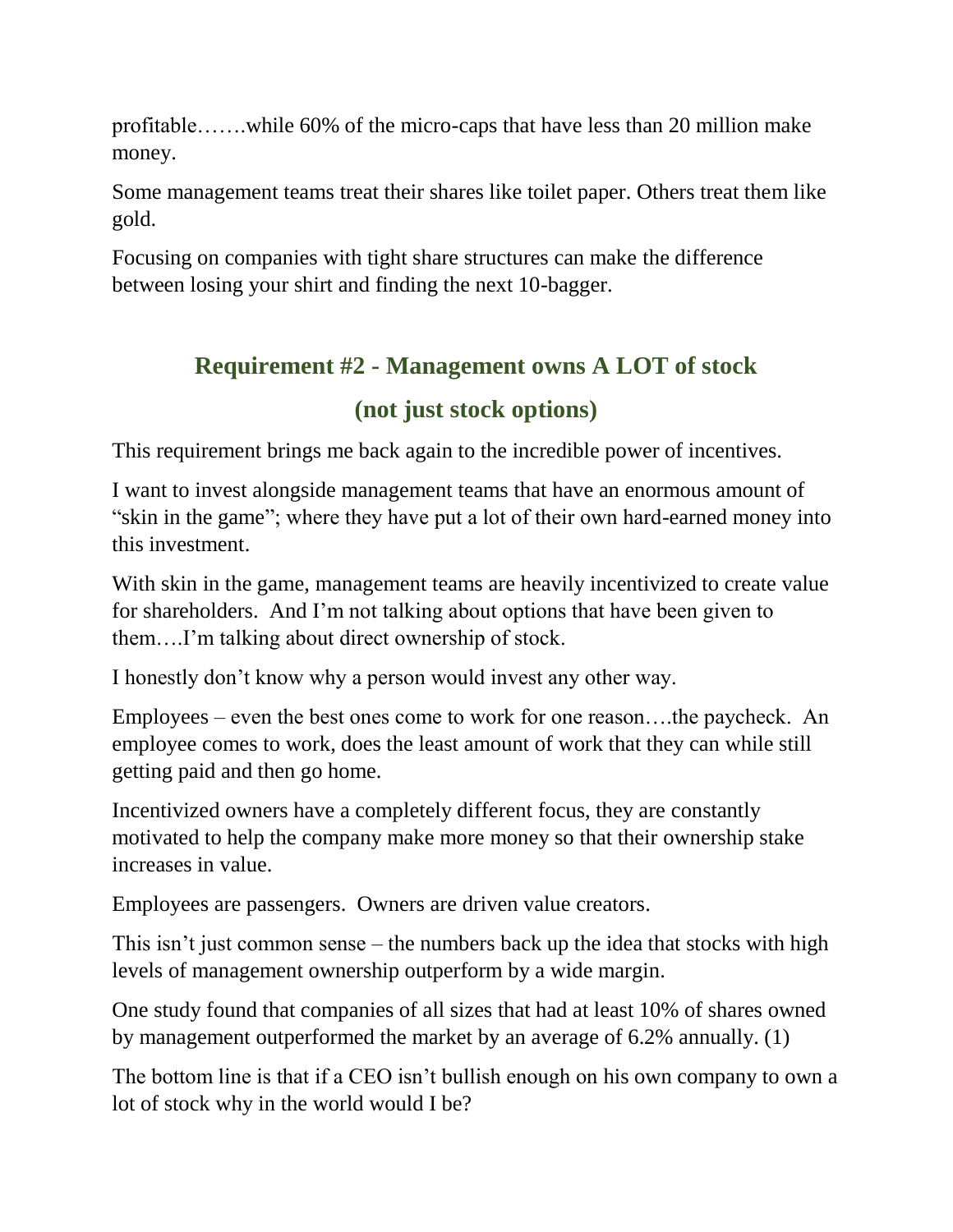profitable…….while 60% of the micro-caps that have less than 20 million make money.

Some management teams treat their shares like toilet paper. Others treat them like gold.

Focusing on companies with tight share structures can make the difference between losing your shirt and finding the next 10-bagger.

## Requirement #2 - Management owns A LOT of stock (not just stock options)

This requirement brings me back again to the incredible power of incentives.

I want to invest alongside management teams that have an enormous amount of "skin in the game"; where they have put a lot of their own hard-earned money into this investment.

With skin in the game, management teams are heavily incentivized to create value for shareholders. And I'm not talking about options that have been given to them….I'm talking about direct ownership of stock.

I honestly don't know why a person would invest any other way.

Employees – even the best ones come to work for one reason….the paycheck. An employee comes to work, does the least amount of work that they can while still getting paid and then go home.

Incentivized owners have a completely different focus, they are constantly motivated to help the company make more money so that their ownership stake increases in value.

Employees are passengers. Owners are driven value creators.

This isn't just common sense – the numbers back up the idea that stocks with high levels of management ownership outperform by a wide margin.

One study found that companies of all sizes that had at least 10% of shares owned by management outperformed the market by an average of 6.2% annually. (1)

The bottom line is that if a CEO isn't bullish enough on his own company to own a lot of stock why in the world would I be?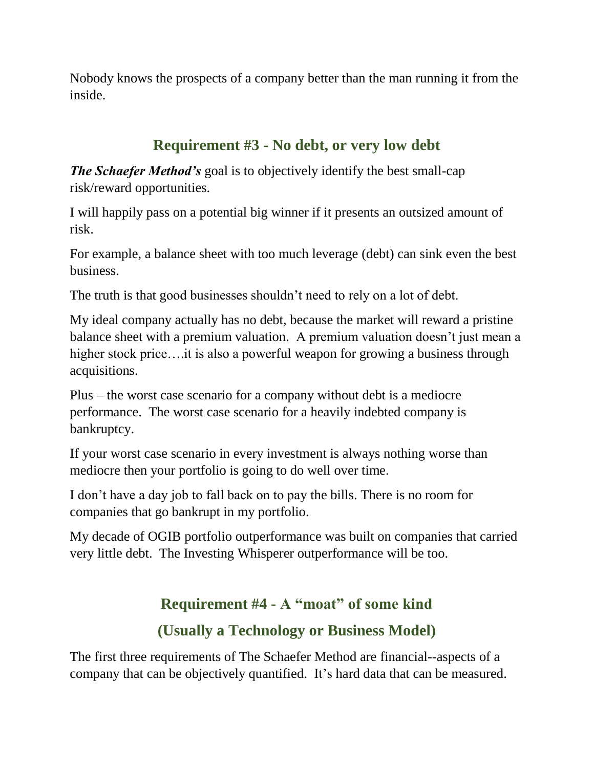Nobody knows the prospects of a company better than the man running it from the inside.

## Requirement #3 - No debt, or very low debt

***The Schaefer Method's*** goal is to objectively identify the best small-cap risk/reward opportunities.

I will happily pass on a potential big winner if it presents an outsized amount of risk.

For example, a balance sheet with too much leverage (debt) can sink even the best business.

The truth is that good businesses shouldn't need to rely on a lot of debt.

My ideal company actually has no debt, because the market will reward a pristine balance sheet with a premium valuation. A premium valuation doesn't just mean a higher stock price….it is also a powerful weapon for growing a business through acquisitions.

Plus – the worst case scenario for a company without debt is a mediocre performance. The worst case scenario for a heavily indebted company is bankruptcy.

If your worst case scenario in every investment is always nothing worse than mediocre then your portfolio is going to do well over time.

I don't have a day job to fall back on to pay the bills. There is no room for companies that go bankrupt in my portfolio.

My decade of OGIB portfolio outperformance was built on companies that carried very little debt. The Investing Whisperer outperformance will be too.

## Requirement #4 - A "moat" of some kind

## (Usually a Technology or Business Model)

The first three requirements of The Schaefer Method are financial--aspects of a company that can be objectively quantified. It's hard data that can be measured.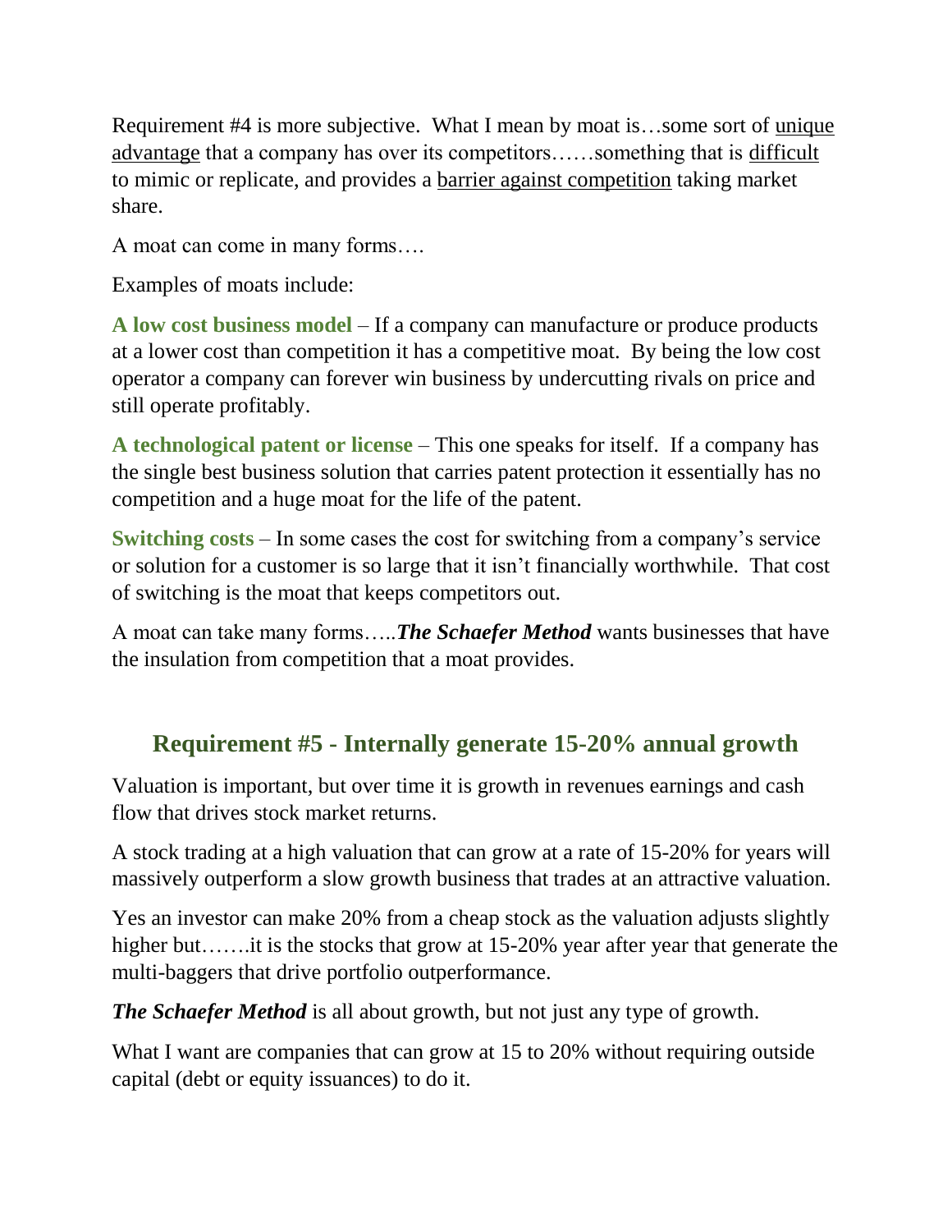Requirement #4 is more subjective. What I mean by moat is…some sort of unique advantage that a company has over its competitors……something that is difficult to mimic or replicate, and provides a barrier against competition taking market share.

A moat can come in many forms….

Examples of moats include:

**A low cost business model** – If a company can manufacture or produce products at a lower cost than competition it has a competitive moat. By being the low cost operator a company can forever win business by undercutting rivals on price and still operate profitably.

**A technological patent or license** – This one speaks for itself. If a company has the single best business solution that carries patent protection it essentially has no competition and a huge moat for the life of the patent.

**Switching costs** – In some cases the cost for switching from a company's service or solution for a customer is so large that it isn't financially worthwhile. That cost of switching is the moat that keeps competitors out.

A moat can take many forms…..***The Schaefer Method*** wants businesses that have the insulation from competition that a moat provides.

## Requirement #5 - Internally generate 15-20% annual growth

Valuation is important, but over time it is growth in revenues earnings and cash flow that drives stock market returns.

A stock trading at a high valuation that can grow at a rate of 15-20% for years will massively outperform a slow growth business that trades at an attractive valuation.

Yes an investor can make 20% from a cheap stock as the valuation adjusts slightly higher but…….it is the stocks that grow at 15-20% year after year that generate the multi-baggers that drive portfolio outperformance.

***The Schaefer Method*** is all about growth, but not just any type of growth.

What I want are companies that can grow at 15 to 20% without requiring outside capital (debt or equity issuances) to do it.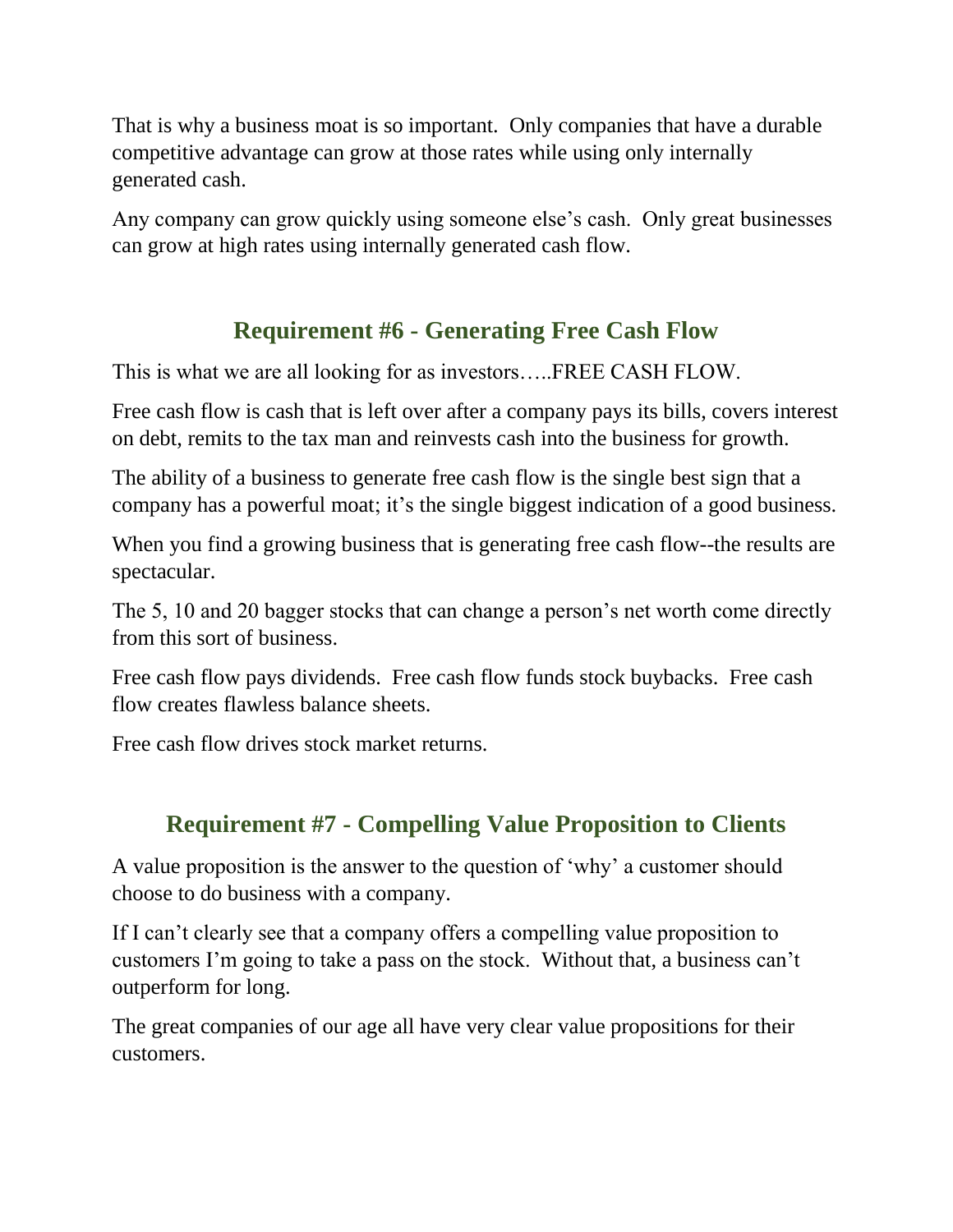That is why a business moat is so important. Only companies that have a durable competitive advantage can grow at those rates while using only internally generated cash.

Any company can grow quickly using someone else's cash. Only great businesses can grow at high rates using internally generated cash flow.

## Requirement #6 - Generating Free Cash Flow

This is what we are all looking for as investors…..FREE CASH FLOW.

Free cash flow is cash that is left over after a company pays its bills, covers interest on debt, remits to the tax man and reinvests cash into the business for growth.

The ability of a business to generate free cash flow is the single best sign that a company has a powerful moat; it's the single biggest indication of a good business.

When you find a growing business that is generating free cash flow--the results are spectacular.

The 5, 10 and 20 bagger stocks that can change a person's net worth come directly from this sort of business.

Free cash flow pays dividends. Free cash flow funds stock buybacks. Free cash flow creates flawless balance sheets.

Free cash flow drives stock market returns.

## Requirement #7 - Compelling Value Proposition to Clients

A value proposition is the answer to the question of 'why' a customer should choose to do business with a company.

If I can't clearly see that a company offers a compelling value proposition to customers I'm going to take a pass on the stock. Without that, a business can't outperform for long.

The great companies of our age all have very clear value propositions for their customers.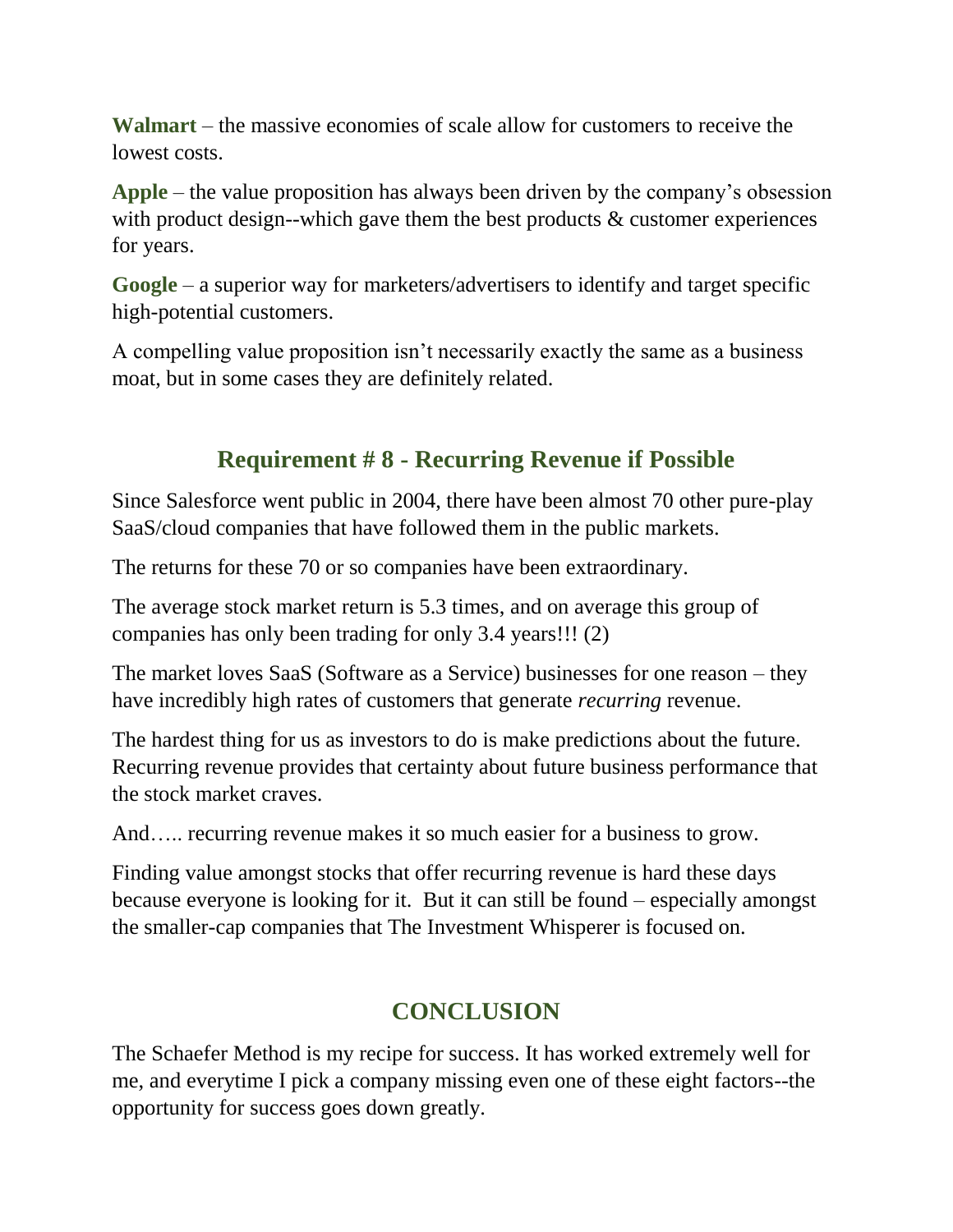**Walmart** – the massive economies of scale allow for customers to receive the lowest costs.

**Apple** – the value proposition has always been driven by the company's obsession with product design--which gave them the best products & customer experiences for years.

**Google** – a superior way for marketers/advertisers to identify and target specific high-potential customers.

A compelling value proposition isn't necessarily exactly the same as a business moat, but in some cases they are definitely related.

## Requirement # 8 - Recurring Revenue if Possible

Since Salesforce went public in 2004, there have been almost 70 other pure-play SaaS/cloud companies that have followed them in the public markets.

The returns for these 70 or so companies have been extraordinary.

The average stock market return is 5.3 times, and on average this group of companies has only been trading for only 3.4 years!!! (2)

The market loves SaaS (Software as a Service) businesses for one reason – they have incredibly high rates of customers that generate *recurring* revenue.

The hardest thing for us as investors to do is make predictions about the future. Recurring revenue provides that certainty about future business performance that the stock market craves.

And….. recurring revenue makes it so much easier for a business to grow.

Finding value amongst stocks that offer recurring revenue is hard these days because everyone is looking for it. But it can still be found – especially amongst the smaller-cap companies that The Investment Whisperer is focused on.

## CONCLUSION

The Schaefer Method is my recipe for success. It has worked extremely well for me, and everytime I pick a company missing even one of these eight factors--the opportunity for success goes down greatly.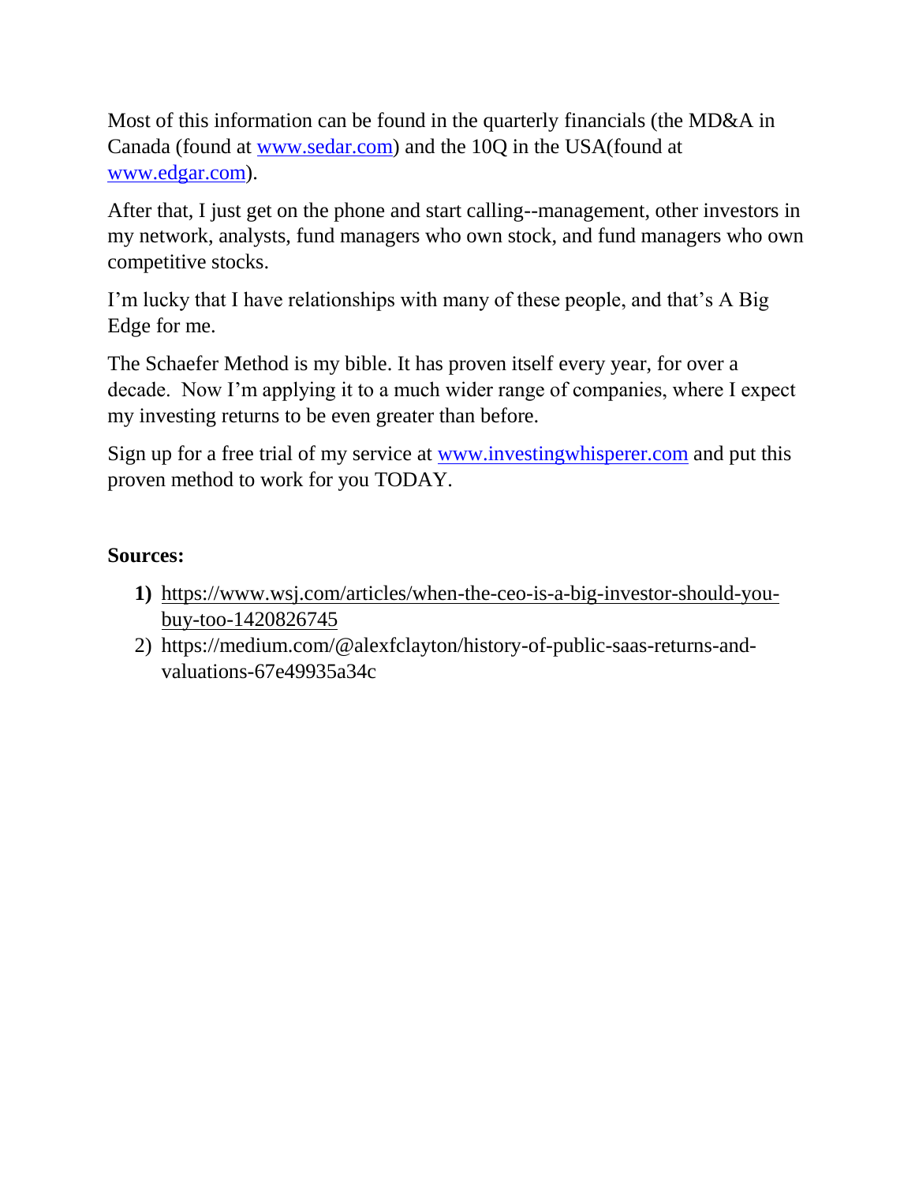Most of this information can be found in the quarterly financials (the MD&A in Canada (found at www.sedar.com) and the 10Q in the USA(found at www.edgar.com).

After that, I just get on the phone and start calling--management, other investors in my network, analysts, fund managers who own stock, and fund managers who own competitive stocks.

I'm lucky that I have relationships with many of these people, and that's A Big Edge for me.

The Schaefer Method is my bible. It has proven itself every year, for over a decade.  Now I'm applying it to a much wider range of companies, where I expect my investing returns to be even greater than before.

Sign up for a free trial of my service at www.investingwhisperer.com and put this proven method to work for you TODAY.

**Sources:**

1) https://www.wsj.com/articles/when-the-ceo-is-a-big-investor-should-you-buy-too-1420826745
2) https://medium.com/@alexfclayton/history-of-public-saas-returns-and-valuations-67e49935a34c